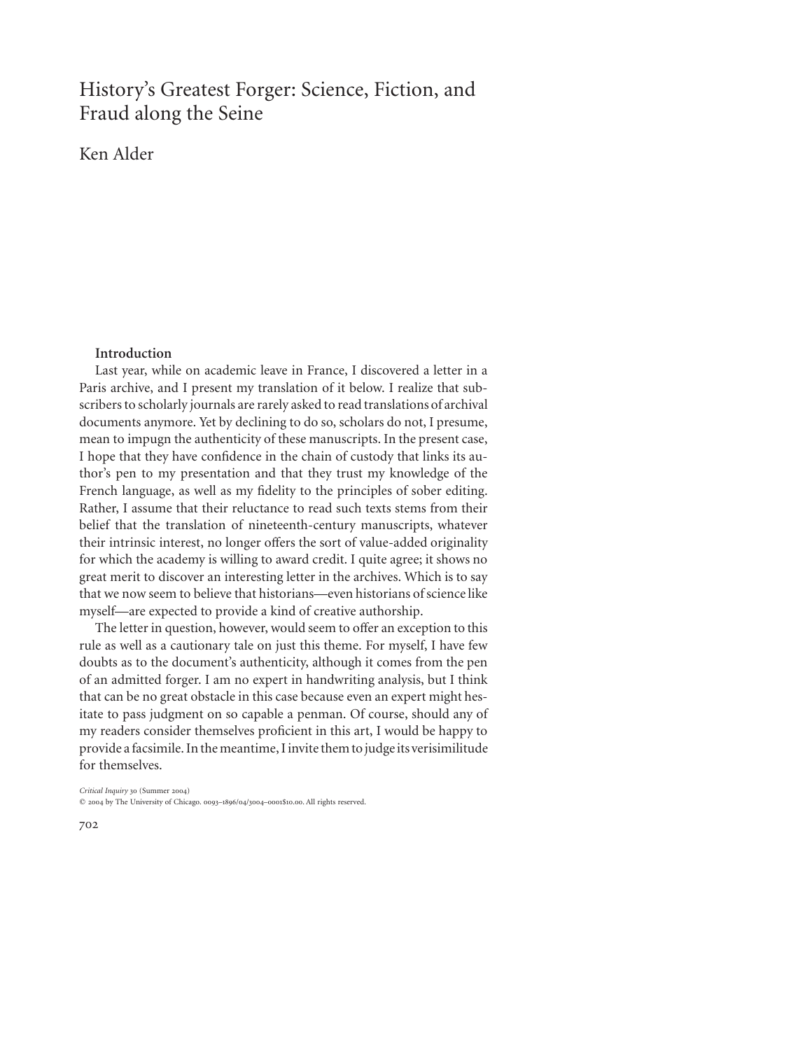# History's Greatest Forger: Science, Fiction, and Fraud along the Seine

Ken Alder

## Introduction

Last year, while on academic leave in France, I discovered a letter in a Paris archive, and I present my translation of it below. I realize that subscribers to scholarly journals are rarely asked to read translations of archival documents anymore. Yet by declining to do so, scholars do not, I presume, mean to impugn the authenticity of these manuscripts. In the present case, I hope that they have confidence in the chain of custody that links its author's pen to my presentation and that they trust my knowledge of the French language, as well as my fidelity to the principles of sober editing. Rather, I assume that their reluctance to read such texts stems from their belief that the translation of nineteenth-century manuscripts, whatever their intrinsic interest, no longer offers the sort of value-added originality for which the academy is willing to award credit. I quite agree; it shows no great merit to discover an interesting letter in the archives. Which is to say that we now seem to believe that historians—even historians of science like myself—are expected to provide a kind of creative authorship.

The letter in question, however, would seem to offer an exception to this rule as well as a cautionary tale on just this theme. For myself, I have few doubts as to the document's authenticity, although it comes from the pen of an admitted forger. I am no expert in handwriting analysis, but I think that can be no great obstacle in this case because even an expert might hesitate to pass judgment on so capable a penman. Of course, should any of my readers consider themselves proficient in this art, I would be happy to provide a facsimile. In the meantime, I invite them to judge its verisimilitude for themselves.

*Critical Inquiry* 30 (Summer 2004)

© 2004 by The University of Chicago. 0093–1896/04/3004–0001$10.00. All rights reserved.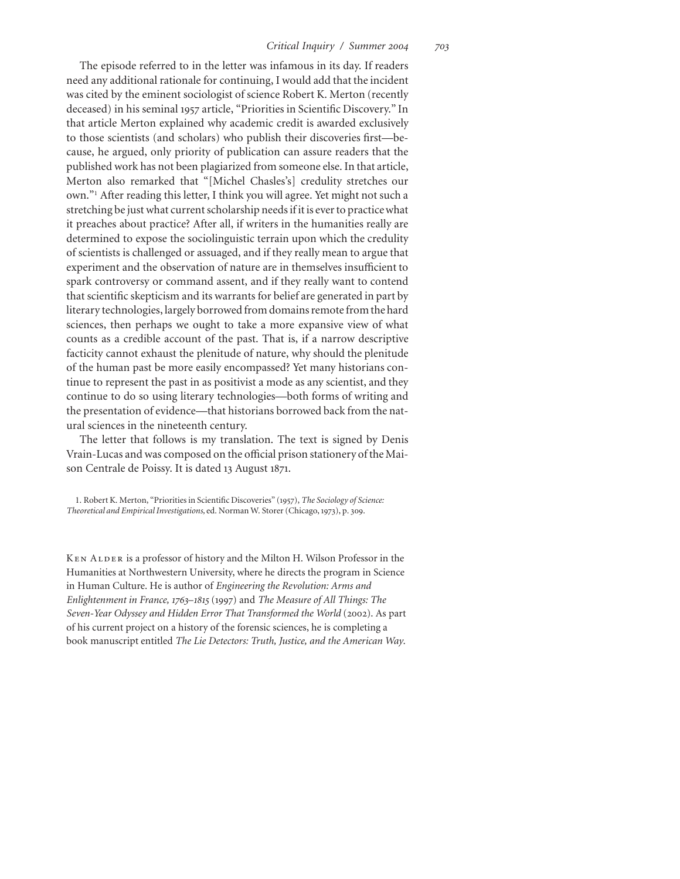The episode referred to in the letter was infamous in its day. If readers need any additional rationale for continuing, I would add that the incident was cited by the eminent sociologist of science Robert K. Merton (recently deceased) in his seminal 1957 article, "Priorities in Scientific Discovery." In that article Merton explained why academic credit is awarded exclusively to those scientists (and scholars) who publish their discoveries first—because, he argued, only priority of publication can assure readers that the published work has not been plagiarized from someone else. In that article, Merton also remarked that "[Michel Chasles's] credulity stretches our own."[1] After reading this letter, I think you will agree. Yet might not such a stretching be just what current scholarship needs if it is ever to practice what it preaches about practice? After all, if writers in the humanities really are determined to expose the sociolinguistic terrain upon which the credulity of scientists is challenged or assuaged, and if they really mean to argue that experiment and the observation of nature are in themselves insufficient to spark controversy or command assent, and if they really want to contend that scientific skepticism and its warrants for belief are generated in part by literary technologies, largely borrowed from domains remote from the hard sciences, then perhaps we ought to take a more expansive view of what counts as a credible account of the past. That is, if a narrow descriptive facticity cannot exhaust the plenitude of nature, why should the plenitude of the human past be more easily encompassed? Yet many historians continue to represent the past in as positivist a mode as any scientist, and they continue to do so using literary technologies—both forms of writing and the presentation of evidence—that historians borrowed back from the natural sciences in the nineteenth century.

The letter that follows is my translation. The text is signed by Denis Vrain-Lucas and was composed on the official prison stationery of the Maison Centrale de Poissy. It is dated 13 August 1871.

1. Robert K. Merton, "Priorities in Scientific Discoveries" (1957), *The Sociology of Science: Theoretical and Empirical Investigations*, ed. Norman W. Storer (Chicago, 1973), p. 309.

Ken Alder is a professor of history and the Milton H. Wilson Professor in the Humanities at Northwestern University, where he directs the program in Science in Human Culture. He is author of *Engineering the Revolution: Arms and Enlightenment in France, 1763–1815* (1997) and *The Measure of All Things: The Seven-Year Odyssey and Hidden Error That Transformed the World* (2002). As part of his current project on a history of the forensic sciences, he is completing a book manuscript entitled *The Lie Detectors: Truth, Justice, and the American Way*.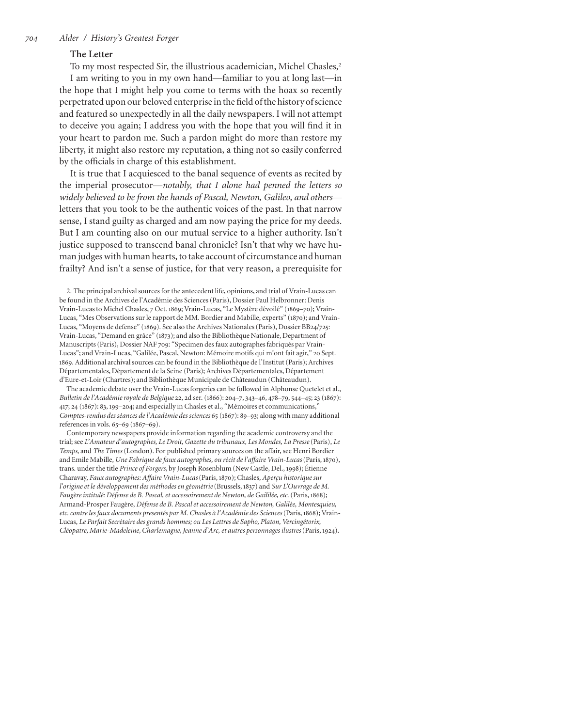## The Letter

To my most respected Sir, the illustrious academician, Michel Chasles,[2]

I am writing to you in my own hand—familiar to you at long last—in the hope that I might help you come to terms with the hoax so recently perpetrated upon our beloved enterprise in the field of the history of science and featured so unexpectedly in all the daily newspapers. I will not attempt to deceive you again; I address you with the hope that you will find it in your heart to pardon me. Such a pardon might do more than restore my liberty, it might also restore my reputation, a thing not so easily conferred by the officials in charge of this establishment.

It is true that I acquiesced to the banal sequence of events as recited by the imperial prosecutor—*notably, that I alone had penned the letters so widely believed to be from the hands of Pascal, Newton, Galileo, and others*—letters that you took to be the authentic voices of the past. In that narrow sense, I stand guilty as charged and am now paying the price for my deeds. But I am counting also on our mutual service to a higher authority. Isn't justice supposed to transcend banal chronicle? Isn't that why we have human judges with human hearts, to take account of circumstance and human frailty? And isn't a sense of justice, for that very reason, a prerequisite for

2. The principal archival sources for the antecedent life, opinions, and trial of Vrain-Lucas can be found in the Archives de l'Académie des Sciences (Paris), Dossier Paul Helbronner: Denis Vrain-Lucas to Michel Chasles, 7 Oct. 1869; Vrain-Lucas, "Le Mystère dévoilé" (1869–70); Vrain-Lucas, "Mes Observations sur le rapport de MM. Bordier and Mabille, experts" (1870); and Vrain-Lucas, "Moyens de defense" (1869). See also the Archives Nationales (Paris), Dossier BB24/725: Vrain-Lucas, "Demand en grâce" (1873); and also the Bibliothèque Nationale, Department of Manuscripts (Paris), Dossier NAF 709: "Specimen des faux autographes fabriqués par Vrain-Lucas"; and Vrain-Lucas, "Galilée, Pascal, Newton: Mémoire motifs qui m'ont fait agir," 20 Sept. 1869. Additional archival sources can be found in the Bibliothèque de l'Institut (Paris); Archives Départementales, Département de la Seine (Paris); Archives Départementales, Département d'Eure-et-Loir (Chartres); and Bibliothèque Municipale de Châteaudun (Châteaudun).

The academic debate over the Vrain-Lucas forgeries can be followed in Alphonse Quetelet et al., *Bulletin de l'Académie royale de Belgique* 22, 2d ser. (1866): 204–7, 343–46, 478–79, 544–45; 23 (1867): 417; 24 (1867): 83, 199–204; and especially in Chasles et al., "Mémoires et communications," *Comptes-rendus des séances de l'Académie des sciences* 65 (1867): 89–93; along with many additional references in vols. 65–69 (1867–69).

Contemporary newspapers provide information regarding the academic controversy and the trial; see *L'Amateur d'autographes, Le Droit, Gazette du tribunaux, Les Mondes, La Presse* (Paris), *Le Temps,* and *The Times* (London). For published primary sources on the affair, see Henri Bordier and Emile Mabille, *Une Fabrique de faux autographes, ou récit de l'affaire Vrain-Lucas* (Paris, 1870), trans. under the title *Prince of Forgers,* by Joseph Rosenblum (New Castle, Del., 1998); Étienne Charavay, *Faux autographes: Affaire Vrain-Lucas* (Paris, 1870); Chasles, *Aperçu historique sur l'origine et le développement des méthodes en géométrie* (Brussels, 1837) and *Sur L'Ouvrage de M. Faugère intitulé: Défense de B. Pascal, et accessoirement de Newton, de Gaililée, etc.* (Paris, 1868); Armand-Prosper Faugère, *Défense de B. Pascal et accessoirement de Newton, Galilée, Montesquieu, etc. contre les faux documents presentés par M. Chasles à l'Académie des Sciences* (Paris, 1868); Vrain-Lucas, *Le Parfait Secrétaire des grands hommes; ou Les Lettres de Sapho, Platon, Vercingétorix, Cléopatre, Marie-Madeleine, Charlemagne, Jeanne d'Arc, et autres personnages ilustres* (Paris, 1924).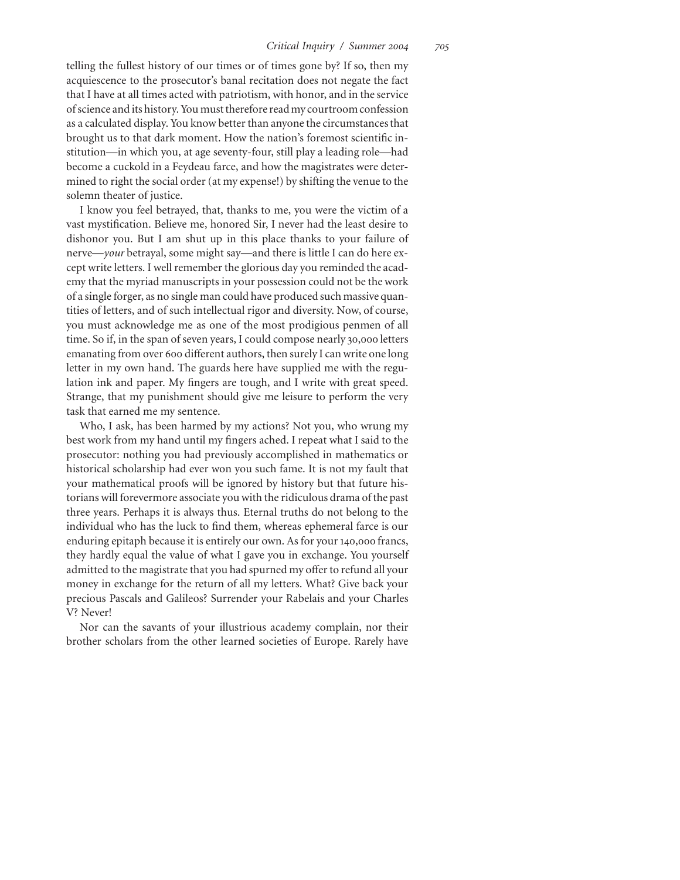telling the fullest history of our times or of times gone by? If so, then my acquiescence to the prosecutor's banal recitation does not negate the fact that I have at all times acted with patriotism, with honor, and in the service of science and its history. You must therefore read my courtroom confession as a calculated display. You know better than anyone the circumstances that brought us to that dark moment. How the nation's foremost scientific institution—in which you, at age seventy-four, still play a leading role—had become a cuckold in a Feydeau farce, and how the magistrates were determined to right the social order (at my expense!) by shifting the venue to the solemn theater of justice.

I know you feel betrayed, that, thanks to me, you were the victim of a vast mystification. Believe me, honored Sir, I never had the least desire to dishonor you. But I am shut up in this place thanks to your failure of nerve—*your* betrayal, some might say—and there is little I can do here except write letters. I well remember the glorious day you reminded the academy that the myriad manuscripts in your possession could not be the work of a single forger, as no single man could have produced such massive quantities of letters, and of such intellectual rigor and diversity. Now, of course, you must acknowledge me as one of the most prodigious penmen of all time. So if, in the span of seven years, I could compose nearly 30,000 letters emanating from over 600 different authors, then surely I can write one long letter in my own hand. The guards here have supplied me with the regulation ink and paper. My fingers are tough, and I write with great speed. Strange, that my punishment should give me leisure to perform the very task that earned me my sentence.

Who, I ask, has been harmed by my actions? Not you, who wrung my best work from my hand until my fingers ached. I repeat what I said to the prosecutor: nothing you had previously accomplished in mathematics or historical scholarship had ever won you such fame. It is not my fault that your mathematical proofs will be ignored by history but that future historians will forevermore associate you with the ridiculous drama of the past three years. Perhaps it is always thus. Eternal truths do not belong to the individual who has the luck to find them, whereas ephemeral farce is our enduring epitaph because it is entirely our own. As for your 140,000 francs, they hardly equal the value of what I gave you in exchange. You yourself admitted to the magistrate that you had spurned my offer to refund all your money in exchange for the return of all my letters. What? Give back your precious Pascals and Galileos? Surrender your Rabelais and your Charles V? Never!

Nor can the savants of your illustrious academy complain, nor their brother scholars from the other learned societies of Europe. Rarely have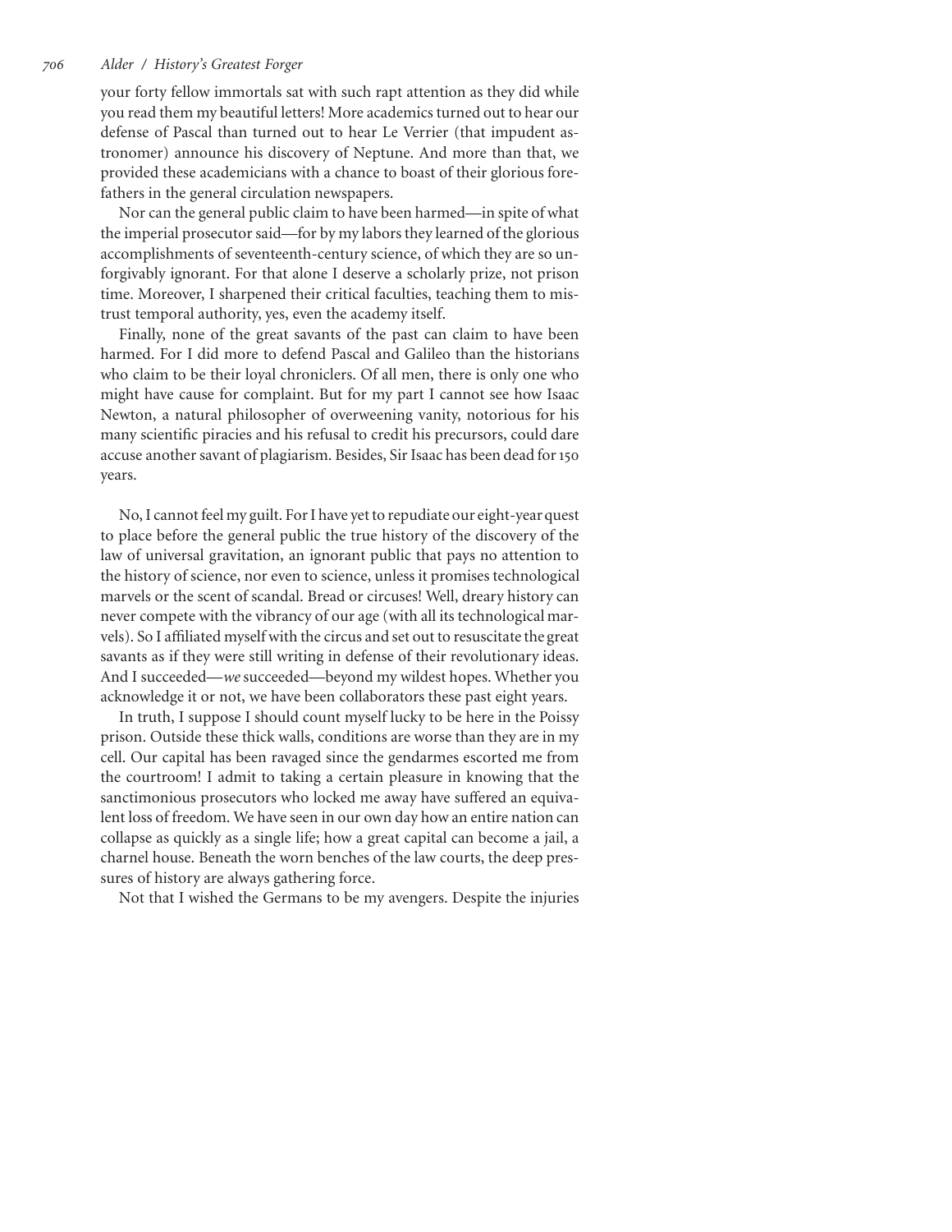your forty fellow immortals sat with such rapt attention as they did while you read them my beautiful letters! More academics turned out to hear our defense of Pascal than turned out to hear Le Verrier (that impudent astronomer) announce his discovery of Neptune. And more than that, we provided these academicians with a chance to boast of their glorious forefathers in the general circulation newspapers.

Nor can the general public claim to have been harmed—in spite of what the imperial prosecutor said—for by my labors they learned of the glorious accomplishments of seventeenth-century science, of which they are so unforgivably ignorant. For that alone I deserve a scholarly prize, not prison time. Moreover, I sharpened their critical faculties, teaching them to mistrust temporal authority, yes, even the academy itself.

Finally, none of the great savants of the past can claim to have been harmed. For I did more to defend Pascal and Galileo than the historians who claim to be their loyal chroniclers. Of all men, there is only one who might have cause for complaint. But for my part I cannot see how Isaac Newton, a natural philosopher of overweening vanity, notorious for his many scientific piracies and his refusal to credit his precursors, could dare accuse another savant of plagiarism. Besides, Sir Isaac has been dead for 150 years.

No, I cannot feel my guilt. For I have yet to repudiate our eight-year quest to place before the general public the true history of the discovery of the law of universal gravitation, an ignorant public that pays no attention to the history of science, nor even to science, unless it promises technological marvels or the scent of scandal. Bread or circuses! Well, dreary history can never compete with the vibrancy of our age (with all its technological marvels). So I affiliated myself with the circus and set out to resuscitate the great savants as if they were still writing in defense of their revolutionary ideas. And I succeeded—*we* succeeded—beyond my wildest hopes. Whether you acknowledge it or not, we have been collaborators these past eight years.

In truth, I suppose I should count myself lucky to be here in the Poissy prison. Outside these thick walls, conditions are worse than they are in my cell. Our capital has been ravaged since the gendarmes escorted me from the courtroom! I admit to taking a certain pleasure in knowing that the sanctimonious prosecutors who locked me away have suffered an equivalent loss of freedom. We have seen in our own day how an entire nation can collapse as quickly as a single life; how a great capital can become a jail, a charnel house. Beneath the worn benches of the law courts, the deep pressures of history are always gathering force.

Not that I wished the Germans to be my avengers. Despite the injuries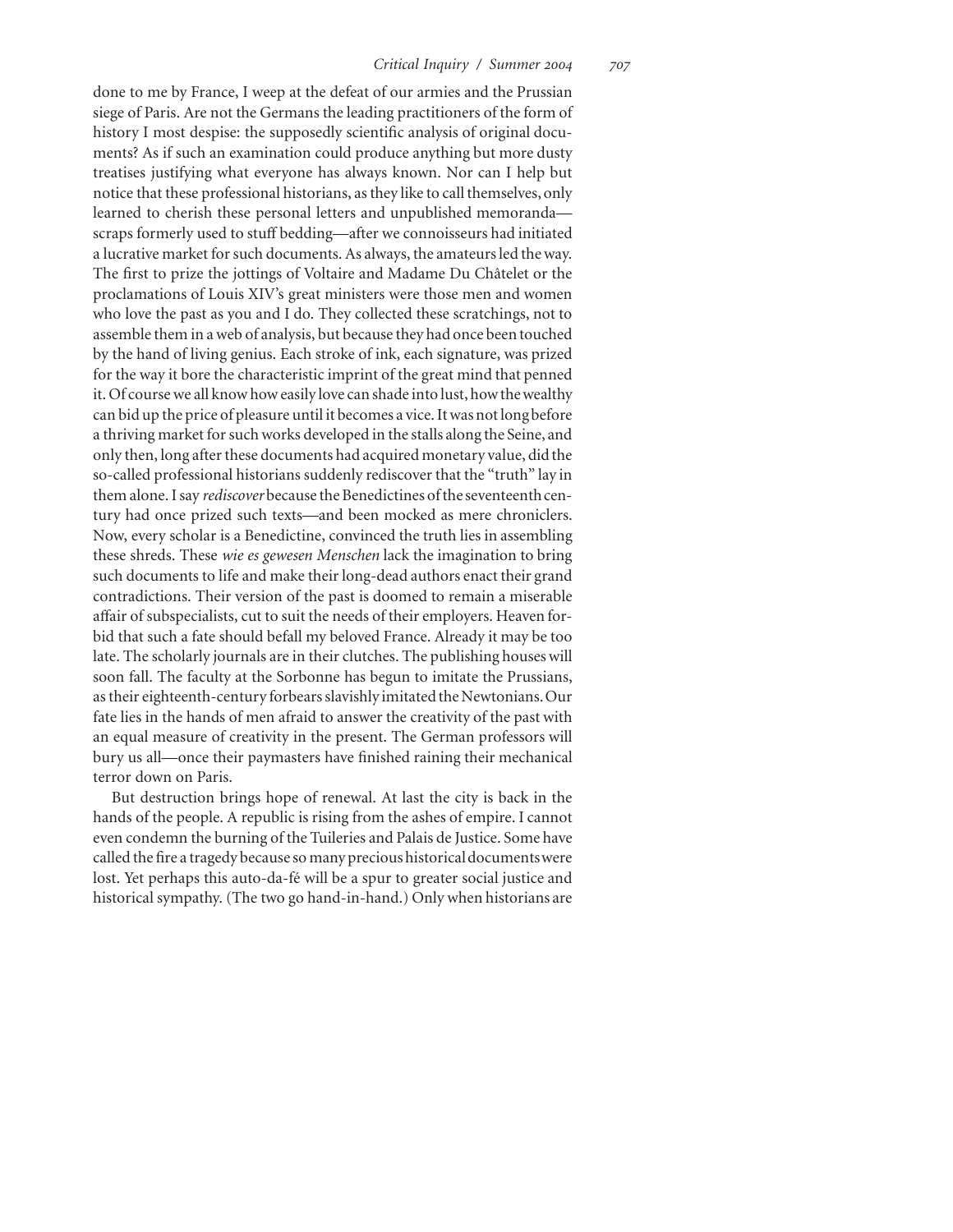done to me by France, I weep at the defeat of our armies and the Prussian siege of Paris. Are not the Germans the leading practitioners of the form of history I most despise: the supposedly scientific analysis of original documents? As if such an examination could produce anything but more dusty treatises justifying what everyone has always known. Nor can I help but notice that these professional historians, as they like to call themselves, only learned to cherish these personal letters and unpublished memoranda—scraps formerly used to stuff bedding—after we connoisseurs had initiated a lucrative market for such documents. As always, the amateurs led the way. The first to prize the jottings of Voltaire and Madame Du Châtelet or the proclamations of Louis XIV's great ministers were those men and women who love the past as you and I do. They collected these scratchings, not to assemble them in a web of analysis, but because they had once been touched by the hand of living genius. Each stroke of ink, each signature, was prized for the way it bore the characteristic imprint of the great mind that penned it. Of course we all know how easily love can shade into lust, how the wealthy can bid up the price of pleasure until it becomes a vice. It was not long before a thriving market for such works developed in the stalls along the Seine, and only then, long after these documents had acquired monetary value, did the so-called professional historians suddenly rediscover that the "truth" lay in them alone. I say *rediscover* because the Benedictines of the seventeenth century had once prized such texts—and been mocked as mere chroniclers. Now, every scholar is a Benedictine, convinced the truth lies in assembling these shreds. These *wie es gewesen Menschen* lack the imagination to bring such documents to life and make their long-dead authors enact their grand contradictions. Their version of the past is doomed to remain a miserable affair of subspecialists, cut to suit the needs of their employers. Heaven forbid that such a fate should befall my beloved France. Already it may be too late. The scholarly journals are in their clutches. The publishing houses will soon fall. The faculty at the Sorbonne has begun to imitate the Prussians, as their eighteenth-century forbears slavishly imitated the Newtonians. Our fate lies in the hands of men afraid to answer the creativity of the past with an equal measure of creativity in the present. The German professors will bury us all—once their paymasters have finished raining their mechanical terror down on Paris.

But destruction brings hope of renewal. At last the city is back in the hands of the people. A republic is rising from the ashes of empire. I cannot even condemn the burning of the Tuileries and Palais de Justice. Some have called the fire a tragedy because so many precious historical documents were lost. Yet perhaps this auto-da-fé will be a spur to greater social justice and historical sympathy. (The two go hand-in-hand.) Only when historians are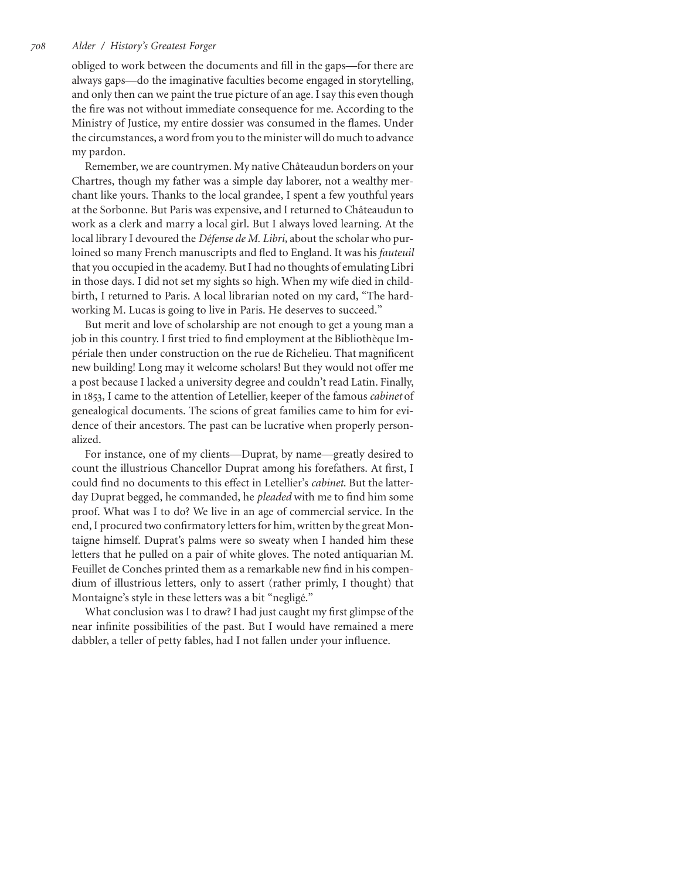obliged to work between the documents and fill in the gaps—for there are always gaps—do the imaginative faculties become engaged in storytelling, and only then can we paint the true picture of an age. I say this even though the fire was not without immediate consequence for me. According to the Ministry of Justice, my entire dossier was consumed in the flames. Under the circumstances, a word from you to the minister will do much to advance my pardon.

Remember, we are countrymen. My native Châteaudun borders on your Chartres, though my father was a simple day laborer, not a wealthy merchant like yours. Thanks to the local grandee, I spent a few youthful years at the Sorbonne. But Paris was expensive, and I returned to Châteaudun to work as a clerk and marry a local girl. But I always loved learning. At the local library I devoured the *Défense de M. Libri,* about the scholar who purloined so many French manuscripts and fled to England. It was his *fauteuil* that you occupied in the academy. But I had no thoughts of emulating Libri in those days. I did not set my sights so high. When my wife died in childbirth, I returned to Paris. A local librarian noted on my card, "The hardworking M. Lucas is going to live in Paris. He deserves to succeed."

But merit and love of scholarship are not enough to get a young man a job in this country. I first tried to find employment at the Bibliothèque Impériale then under construction on the rue de Richelieu. That magnificent new building! Long may it welcome scholars! But they would not offer me a post because I lacked a university degree and couldn't read Latin. Finally, in 1853, I came to the attention of Letellier, keeper of the famous *cabinet* of genealogical documents. The scions of great families came to him for evidence of their ancestors. The past can be lucrative when properly personalized.

For instance, one of my clients—Duprat, by name—greatly desired to count the illustrious Chancellor Duprat among his forefathers. At first, I could find no documents to this effect in Letellier's *cabinet.* But the latter-day Duprat begged, he commanded, he *pleaded* with me to find him some proof. What was I to do? We live in an age of commercial service. In the end, I procured two confirmatory letters for him, written by the great Montaigne himself. Duprat's palms were so sweaty when I handed him these letters that he pulled on a pair of white gloves. The noted antiquarian M. Feuillet de Conches printed them as a remarkable new find in his compendium of illustrious letters, only to assert (rather primly, I thought) that Montaigne's style in these letters was a bit "negligé."

What conclusion was I to draw? I had just caught my first glimpse of the near infinite possibilities of the past. But I would have remained a mere dabbler, a teller of petty fables, had I not fallen under your influence.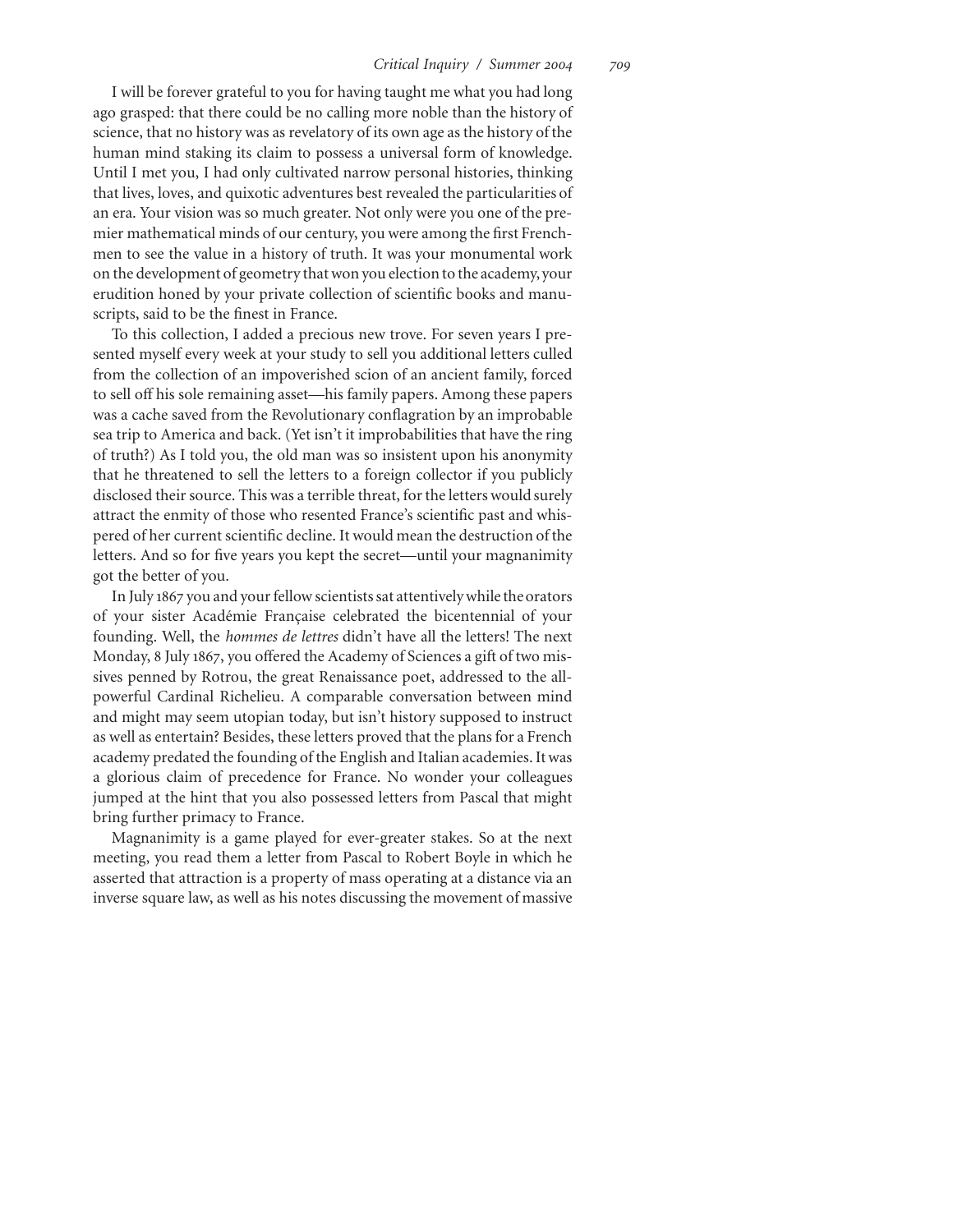I will be forever grateful to you for having taught me what you had long ago grasped: that there could be no calling more noble than the history of science, that no history was as revelatory of its own age as the history of the human mind staking its claim to possess a universal form of knowledge. Until I met you, I had only cultivated narrow personal histories, thinking that lives, loves, and quixotic adventures best revealed the particularities of an era. Your vision was so much greater. Not only were you one of the premier mathematical minds of our century, you were among the first Frenchmen to see the value in a history of truth. It was your monumental work on the development of geometry that won you election to the academy, your erudition honed by your private collection of scientific books and manuscripts, said to be the finest in France.

To this collection, I added a precious new trove. For seven years I presented myself every week at your study to sell you additional letters culled from the collection of an impoverished scion of an ancient family, forced to sell off his sole remaining asset—his family papers. Among these papers was a cache saved from the Revolutionary conflagration by an improbable sea trip to America and back. (Yet isn't it improbabilities that have the ring of truth?) As I told you, the old man was so insistent upon his anonymity that he threatened to sell the letters to a foreign collector if you publicly disclosed their source. This was a terrible threat, for the letters would surely attract the enmity of those who resented France's scientific past and whispered of her current scientific decline. It would mean the destruction of the letters. And so for five years you kept the secret—until your magnanimity got the better of you.

In July 1867 you and your fellow scientists sat attentively while the orators of your sister Académie Française celebrated the bicentennial of your founding. Well, the *hommes de lettres* didn't have all the letters! The next Monday, 8 July 1867, you offered the Academy of Sciences a gift of two missives penned by Rotrou, the great Renaissance poet, addressed to the all-powerful Cardinal Richelieu. A comparable conversation between mind and might may seem utopian today, but isn't history supposed to instruct as well as entertain? Besides, these letters proved that the plans for a French academy predated the founding of the English and Italian academies. It was a glorious claim of precedence for France. No wonder your colleagues jumped at the hint that you also possessed letters from Pascal that might bring further primacy to France.

Magnanimity is a game played for ever-greater stakes. So at the next meeting, you read them a letter from Pascal to Robert Boyle in which he asserted that attraction is a property of mass operating at a distance via an inverse square law, as well as his notes discussing the movement of massive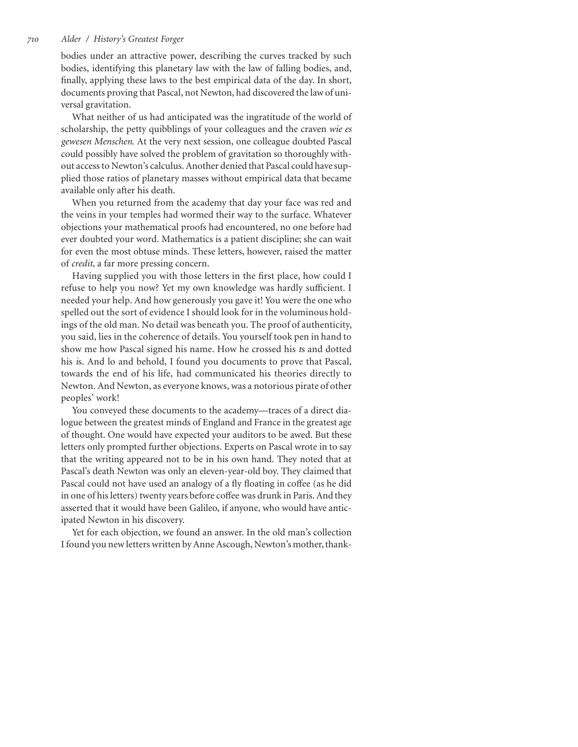bodies under an attractive power, describing the curves tracked by such bodies, identifying this planetary law with the law of falling bodies, and, finally, applying these laws to the best empirical data of the day. In short, documents proving that Pascal, not Newton, had discovered the law of universal gravitation.

What neither of us had anticipated was the ingratitude of the world of scholarship, the petty quibblings of your colleagues and the craven *wie es gewesen Menschen.* At the very next session, one colleague doubted Pascal could possibly have solved the problem of gravitation so thoroughly without access to Newton's calculus. Another denied that Pascal could have supplied those ratios of planetary masses without empirical data that became available only after his death.

When you returned from the academy that day your face was red and the veins in your temples had wormed their way to the surface. Whatever objections your mathematical proofs had encountered, no one before had ever doubted your word. Mathematics is a patient discipline; she can wait for even the most obtuse minds. These letters, however, raised the matter of *credit,* a far more pressing concern.

Having supplied you with those letters in the first place, how could I refuse to help you now? Yet my own knowledge was hardly sufficient. I needed your help. And how generously you gave it! You were the one who spelled out the sort of evidence I should look for in the voluminous holdings of the old man. No detail was beneath you. The proof of authenticity, you said, lies in the coherence of details. You yourself took pen in hand to show me how Pascal signed his name. How he crossed his *t*s and dotted his *i*s. And lo and behold, I found you documents to prove that Pascal, towards the end of his life, had communicated his theories directly to Newton. And Newton, as everyone knows, was a notorious pirate of other peoples' work!

You conveyed these documents to the academy—traces of a direct dialogue between the greatest minds of England and France in the greatest age of thought. One would have expected your auditors to be awed. But these letters only prompted further objections. Experts on Pascal wrote in to say that the writing appeared not to be in his own hand. They noted that at Pascal's death Newton was only an eleven-year-old boy. They claimed that Pascal could not have used an analogy of a fly floating in coffee (as he did in one of his letters) twenty years before coffee was drunk in Paris. And they asserted that it would have been Galileo, if anyone, who would have anticipated Newton in his discovery.

Yet for each objection, we found an answer. In the old man's collection I found you new letters written by Anne Ascough, Newton's mother, thank-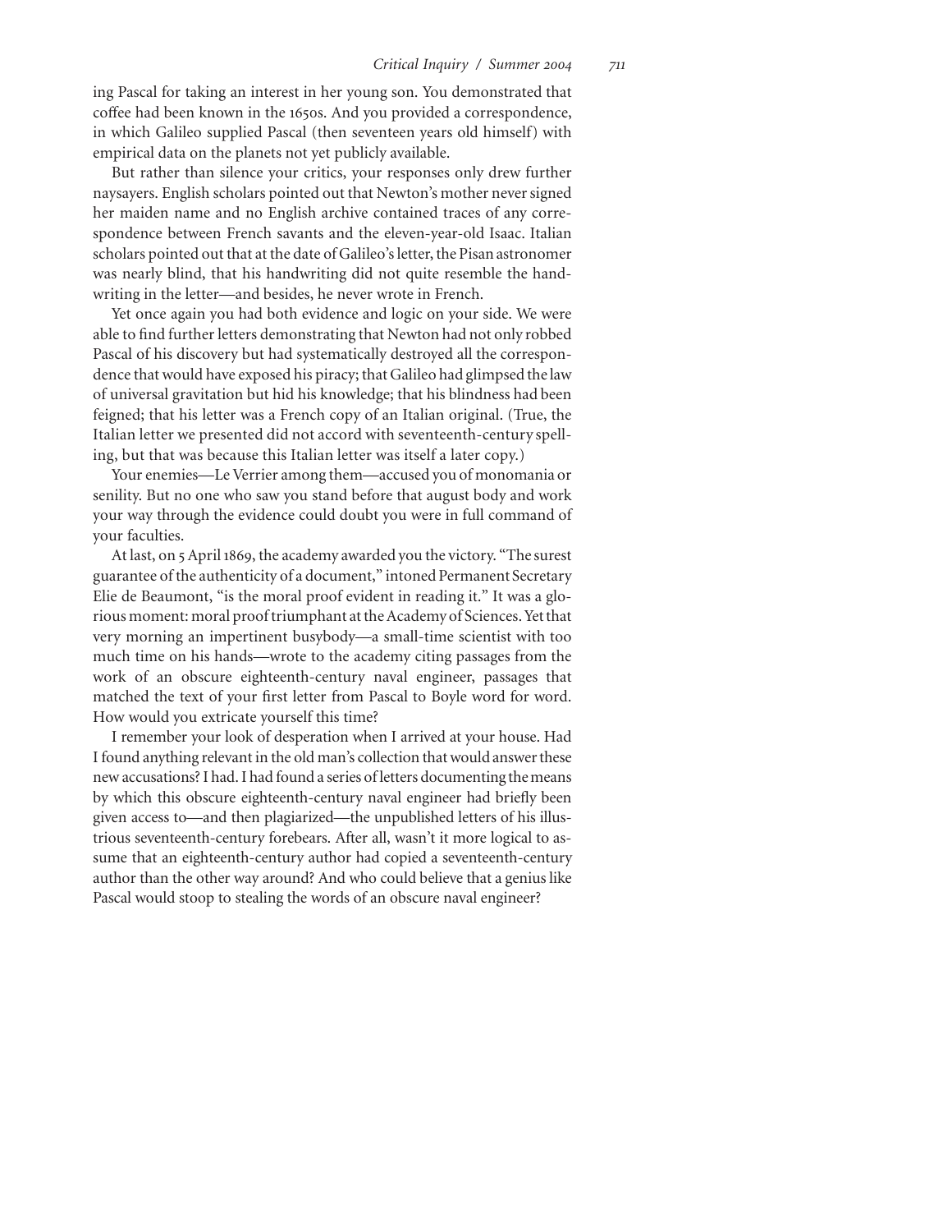ing Pascal for taking an interest in her young son. You demonstrated that coffee had been known in the 1650s. And you provided a correspondence, in which Galileo supplied Pascal (then seventeen years old himself) with empirical data on the planets not yet publicly available.

But rather than silence your critics, your responses only drew further naysayers. English scholars pointed out that Newton's mother never signed her maiden name and no English archive contained traces of any correspondence between French savants and the eleven-year-old Isaac. Italian scholars pointed out that at the date of Galileo's letter, the Pisan astronomer was nearly blind, that his handwriting did not quite resemble the handwriting in the letter—and besides, he never wrote in French.

Yet once again you had both evidence and logic on your side. We were able to find further letters demonstrating that Newton had not only robbed Pascal of his discovery but had systematically destroyed all the correspondence that would have exposed his piracy; that Galileo had glimpsed the law of universal gravitation but hid his knowledge; that his blindness had been feigned; that his letter was a French copy of an Italian original. (True, the Italian letter we presented did not accord with seventeenth-century spelling, but that was because this Italian letter was itself a later copy.)

Your enemies—Le Verrier among them—accused you of monomania or senility. But no one who saw you stand before that august body and work your way through the evidence could doubt you were in full command of your faculties.

At last, on 5 April 1869, the academy awarded you the victory. "The surest guarantee of the authenticity of a document," intoned Permanent Secretary Elie de Beaumont, "is the moral proof evident in reading it." It was a glorious moment: moral proof triumphant at the Academy of Sciences. Yet that very morning an impertinent busybody—a small-time scientist with too much time on his hands—wrote to the academy citing passages from the work of an obscure eighteenth-century naval engineer, passages that matched the text of your first letter from Pascal to Boyle word for word. How would you extricate yourself this time?

I remember your look of desperation when I arrived at your house. Had I found anything relevant in the old man's collection that would answer these new accusations? I had. I had found a series of letters documenting the means by which this obscure eighteenth-century naval engineer had briefly been given access to—and then plagiarized—the unpublished letters of his illustrious seventeenth-century forebears. After all, wasn't it more logical to assume that an eighteenth-century author had copied a seventeenth-century author than the other way around? And who could believe that a genius like Pascal would stoop to stealing the words of an obscure naval engineer?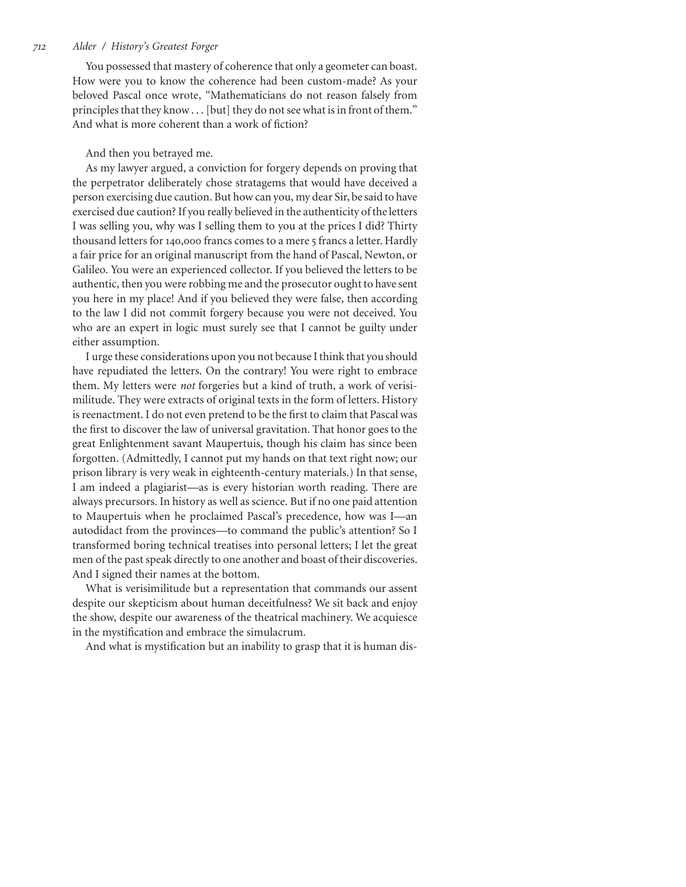You possessed that mastery of coherence that only a geometer can boast. How were you to know the coherence had been custom-made? As your beloved Pascal once wrote, "Mathematicians do not reason falsely from principles that they know . . . [but] they do not see what is in front of them." And what is more coherent than a work of fiction?

And then you betrayed me.

As my lawyer argued, a conviction for forgery depends on proving that the perpetrator deliberately chose stratagems that would have deceived a person exercising due caution. But how can you, my dear Sir, be said to have exercised due caution? If you really believed in the authenticity of the letters I was selling you, why was I selling them to you at the prices I did? Thirty thousand letters for 140,000 francs comes to a mere 5 francs a letter. Hardly a fair price for an original manuscript from the hand of Pascal, Newton, or Galileo. You were an experienced collector. If you believed the letters to be authentic, then you were robbing me and the prosecutor ought to have sent you here in my place! And if you believed they were false, then according to the law I did not commit forgery because you were not deceived. You who are an expert in logic must surely see that I cannot be guilty under either assumption.

I urge these considerations upon you not because I think that you should have repudiated the letters. On the contrary! You were right to embrace them. My letters were *not* forgeries but a kind of truth, a work of verisimilitude. They were extracts of original texts in the form of letters. History is reenactment. I do not even pretend to be the first to claim that Pascal was the first to discover the law of universal gravitation. That honor goes to the great Enlightenment savant Maupertuis, though his claim has since been forgotten. (Admittedly, I cannot put my hands on that text right now; our prison library is very weak in eighteenth-century materials.) In that sense, I am indeed a plagiarist—as is every historian worth reading. There are always precursors. In history as well as science. But if no one paid attention to Maupertuis when he proclaimed Pascal's precedence, how was I—an autodidact from the provinces—to command the public's attention? So I transformed boring technical treatises into personal letters; I let the great men of the past speak directly to one another and boast of their discoveries. And I signed their names at the bottom.

What is verisimilitude but a representation that commands our assent despite our skepticism about human deceitfulness? We sit back and enjoy the show, despite our awareness of the theatrical machinery. We acquiesce in the mystification and embrace the simulacrum.

And what is mystification but an inability to grasp that it is human dis-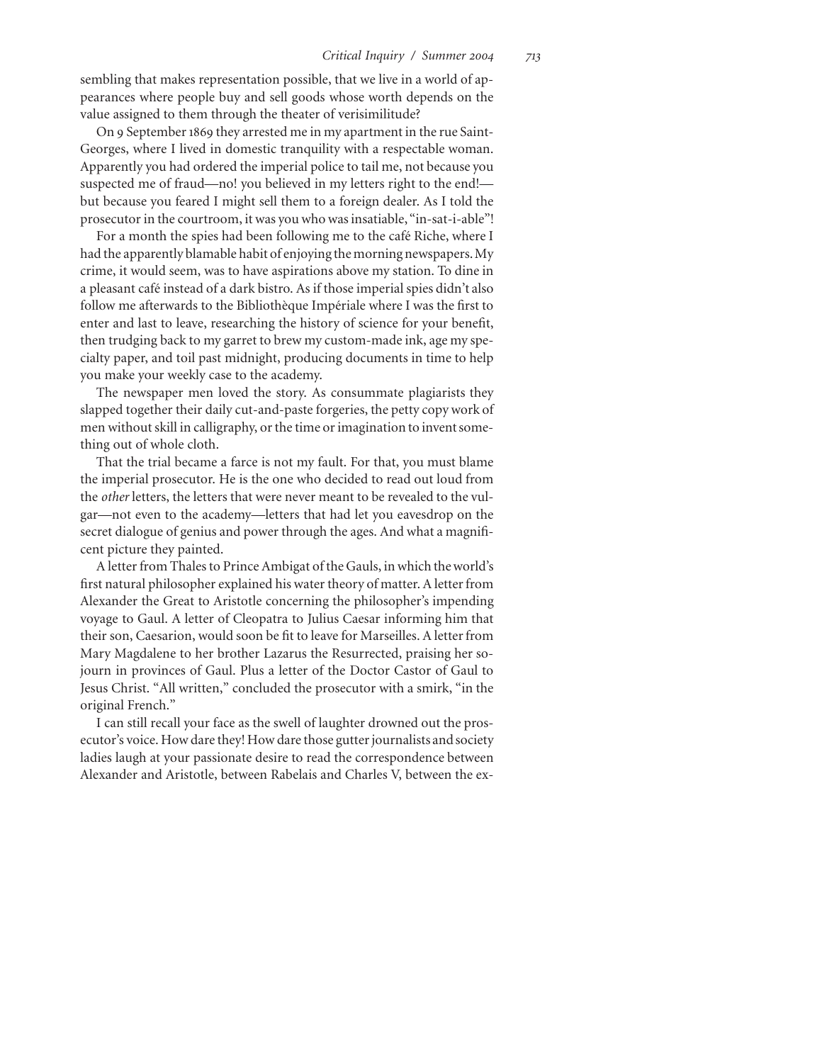sembling that makes representation possible, that we live in a world of appearances where people buy and sell goods whose worth depends on the value assigned to them through the theater of verisimilitude?

On 9 September 1869 they arrested me in my apartment in the rue Saint-Georges, where I lived in domestic tranquility with a respectable woman. Apparently you had ordered the imperial police to tail me, not because you suspected me of fraud—no! you believed in my letters right to the end!—but because you feared I might sell them to a foreign dealer. As I told the prosecutor in the courtroom, it was you who was insatiable, "in-sat-i-able"!

For a month the spies had been following me to the café Riche, where I had the apparently blamable habit of enjoying the morning newspapers. My crime, it would seem, was to have aspirations above my station. To dine in a pleasant café instead of a dark bistro. As if those imperial spies didn't also follow me afterwards to the Bibliothèque Impériale where I was the first to enter and last to leave, researching the history of science for your benefit, then trudging back to my garret to brew my custom-made ink, age my specialty paper, and toil past midnight, producing documents in time to help you make your weekly case to the academy.

The newspaper men loved the story. As consummate plagiarists they slapped together their daily cut-and-paste forgeries, the petty copy work of men without skill in calligraphy, or the time or imagination to invent something out of whole cloth.

That the trial became a farce is not my fault. For that, you must blame the imperial prosecutor. He is the one who decided to read out loud from the *other* letters, the letters that were never meant to be revealed to the vulgar—not even to the academy—letters that had let you eavesdrop on the secret dialogue of genius and power through the ages. And what a magnificent picture they painted.

A letter from Thales to Prince Ambigat of the Gauls, in which the world's first natural philosopher explained his water theory of matter. A letter from Alexander the Great to Aristotle concerning the philosopher's impending voyage to Gaul. A letter of Cleopatra to Julius Caesar informing him that their son, Caesarion, would soon be fit to leave for Marseilles. A letter from Mary Magdalene to her brother Lazarus the Resurrected, praising her sojourn in provinces of Gaul. Plus a letter of the Doctor Castor of Gaul to Jesus Christ. "All written," concluded the prosecutor with a smirk, "in the original French."

I can still recall your face as the swell of laughter drowned out the prosecutor's voice. How dare they! How dare those gutter journalists and society ladies laugh at your passionate desire to read the correspondence between Alexander and Aristotle, between Rabelais and Charles V, between the ex-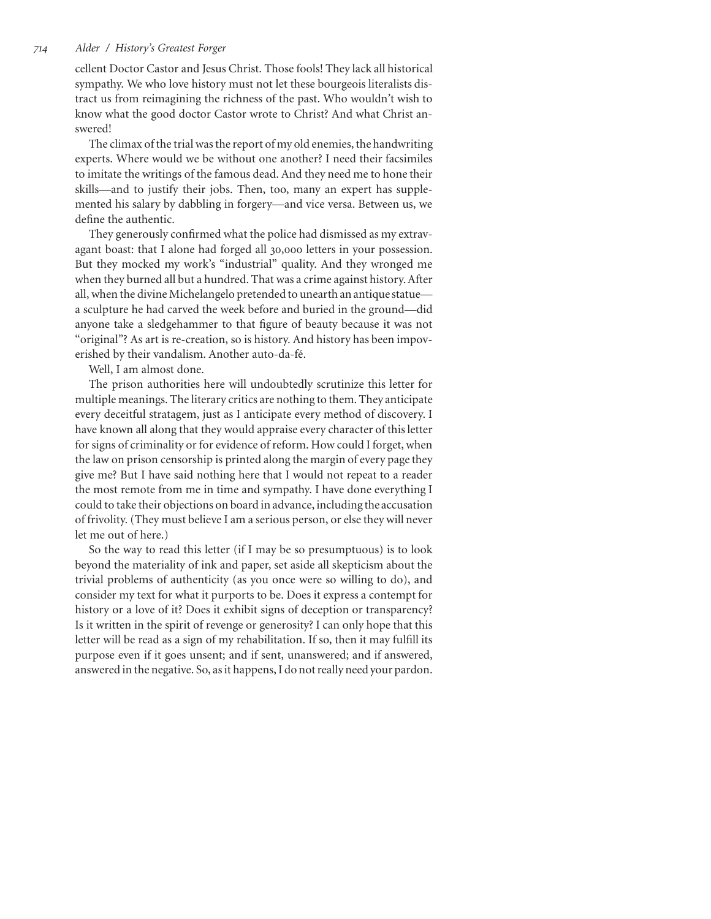cellent Doctor Castor and Jesus Christ. Those fools! They lack all historical sympathy. We who love history must not let these bourgeois literalists distract us from reimagining the richness of the past. Who wouldn't wish to know what the good doctor Castor wrote to Christ? And what Christ answered!

The climax of the trial was the report of my old enemies, the handwriting experts. Where would we be without one another? I need their facsimiles to imitate the writings of the famous dead. And they need me to hone their skills—and to justify their jobs. Then, too, many an expert has supplemented his salary by dabbling in forgery—and vice versa. Between us, we define the authentic.

They generously confirmed what the police had dismissed as my extravagant boast: that I alone had forged all 30,000 letters in your possession. But they mocked my work's "industrial" quality. And they wronged me when they burned all but a hundred. That was a crime against history. After all, when the divine Michelangelo pretended to unearth an antique statue—a sculpture he had carved the week before and buried in the ground—did anyone take a sledgehammer to that figure of beauty because it was not "original"? As art is re-creation, so is history. And history has been impoverished by their vandalism. Another auto-da-fé.

Well, I am almost done.

The prison authorities here will undoubtedly scrutinize this letter for multiple meanings. The literary critics are nothing to them. They anticipate every deceitful stratagem, just as I anticipate every method of discovery. I have known all along that they would appraise every character of this letter for signs of criminality or for evidence of reform. How could I forget, when the law on prison censorship is printed along the margin of every page they give me? But I have said nothing here that I would not repeat to a reader the most remote from me in time and sympathy. I have done everything I could to take their objections on board in advance, including the accusation of frivolity. (They must believe I am a serious person, or else they will never let me out of here.)

So the way to read this letter (if I may be so presumptuous) is to look beyond the materiality of ink and paper, set aside all skepticism about the trivial problems of authenticity (as you once were so willing to do), and consider my text for what it purports to be. Does it express a contempt for history or a love of it? Does it exhibit signs of deception or transparency? Is it written in the spirit of revenge or generosity? I can only hope that this letter will be read as a sign of my rehabilitation. If so, then it may fulfill its purpose even if it goes unsent; and if sent, unanswered; and if answered, answered in the negative. So, as it happens, I do not really need your pardon.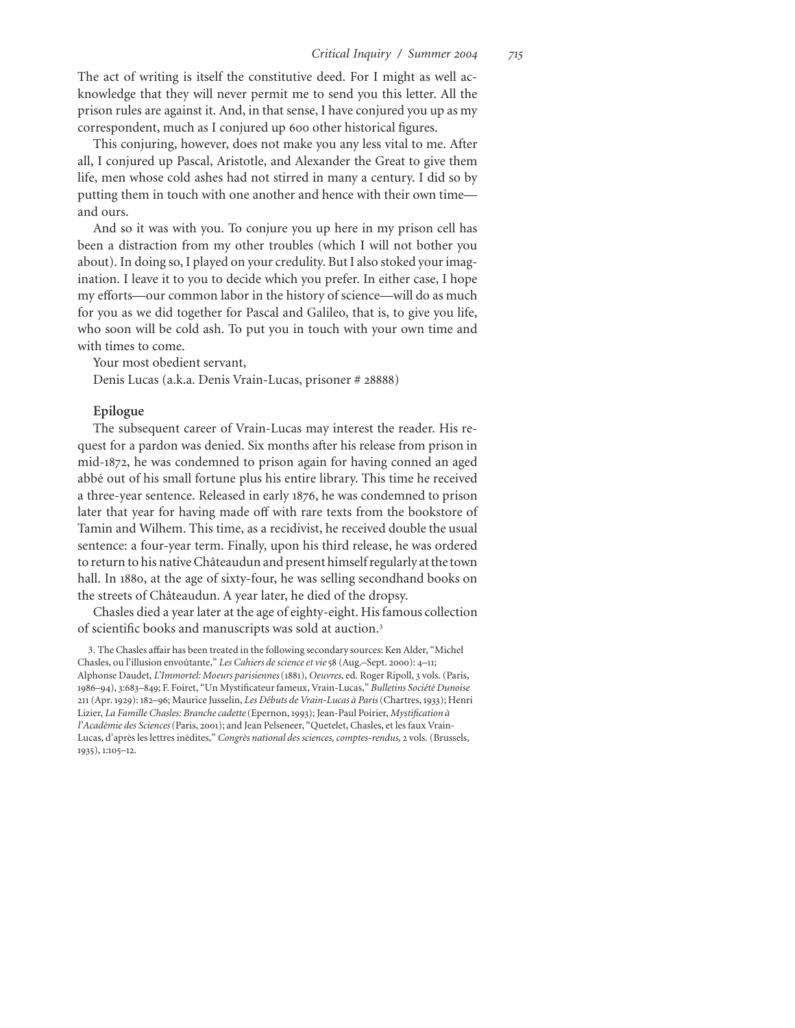The act of writing is itself the constitutive deed. For I might as well acknowledge that they will never permit me to send you this letter. All the prison rules are against it. And, in that sense, I have conjured you up as my correspondent, much as I conjured up 600 other historical figures.

This conjuring, however, does not make you any less vital to me. After all, I conjured up Pascal, Aristotle, and Alexander the Great to give them life, men whose cold ashes had not stirred in many a century. I did so by putting them in touch with one another and hence with their own time—and ours.

And so it was with you. To conjure you up here in my prison cell has been a distraction from my other troubles (which I will not bother you about). In doing so, I played on your credulity. But I also stoked your imagination. I leave it to you to decide which you prefer. In either case, I hope my efforts—our common labor in the history of science—will do as much for you as we did together for Pascal and Galileo, that is, to give you life, who soon will be cold ash. To put you in touch with your own time and with times to come.

Your most obedient servant,

Denis Lucas (a.k.a. Denis Vrain-Lucas, prisoner # 28888)

### Epilogue

The subsequent career of Vrain-Lucas may interest the reader. His request for a pardon was denied. Six months after his release from prison in mid-1872, he was condemned to prison again for having conned an aged abbé out of his small fortune plus his entire library. This time he received a three-year sentence. Released in early 1876, he was condemned to prison later that year for having made off with rare texts from the bookstore of Tamin and Wilhem. This time, as a recidivist, he received double the usual sentence: a four-year term. Finally, upon his third release, he was ordered to return to his native Châteaudun and present himself regularly at the town hall. In 1880, at the age of sixty-four, he was selling secondhand books on the streets of Châteaudun. A year later, he died of the dropsy.

Chasles died a year later at the age of eighty-eight. His famous collection of scientific books and manuscripts was sold at auction.[3]

3. The Chasles affair has been treated in the following secondary sources: Ken Alder, "Michel Chasles, ou l'illusion envoûtante," *Les Cahiers de science et vie* 58 (Aug.–Sept. 2000): 4–11; Alphonse Daudet, *L'Immortel: Moeurs parisiennes* (1881), *Oeuvres*, ed. Roger Ripoll, 3 vols. (Paris, 1986–94), 3:683–849; F. Foiret, "Un Mystificateur fameux, Vrain-Lucas," *Bulletins Société Dunoise* 211 (Apr. 1929): 182–96; Maurice Jusselin, *Les Débuts de Vrain-Lucas à Paris* (Chartres, 1933); Henri Lizier, *La Famille Chasles: Branche cadette* (Epernon, 1993); Jean-Paul Poirier, *Mystification à l'Académie des Sciences* (Paris, 2001); and Jean Pelseneer, "Quetelet, Chasles, et les faux Vrain-Lucas, d'après les lettres inédites," *Congrès national des sciences, comptes-rendus*, 2 vols. (Brussels, 1935), 1:105–12.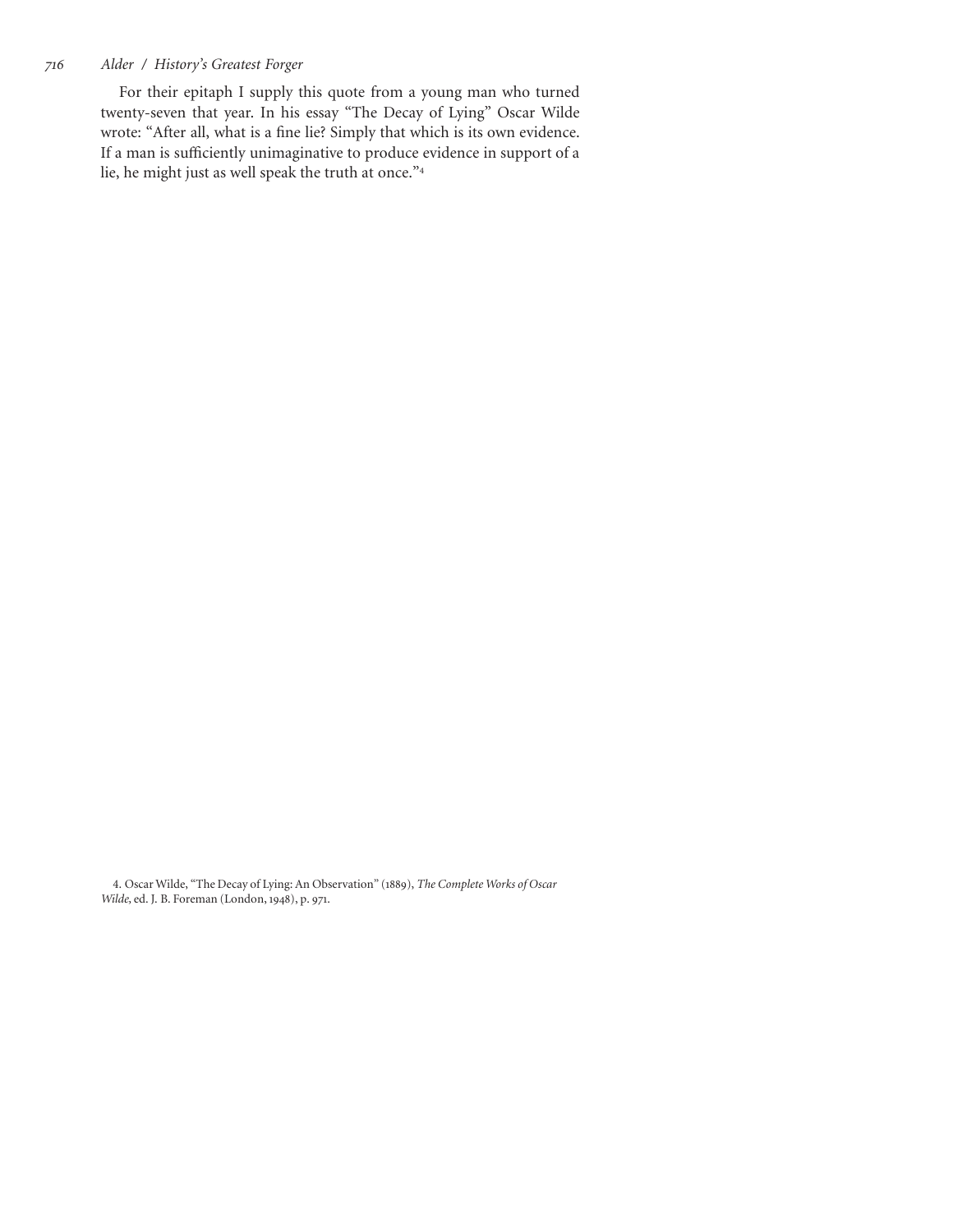For their epitaph I supply this quote from a young man who turned twenty-seven that year. In his essay "The Decay of Lying" Oscar Wilde wrote: "After all, what is a fine lie? Simply that which is its own evidence. If a man is sufficiently unimaginative to produce evidence in support of a lie, he might just as well speak the truth at once."[4]

4. Oscar Wilde, "The Decay of Lying: An Observation" (1889), *The Complete Works of Oscar Wilde*, ed. J. B. Foreman (London, 1948), p. 971.